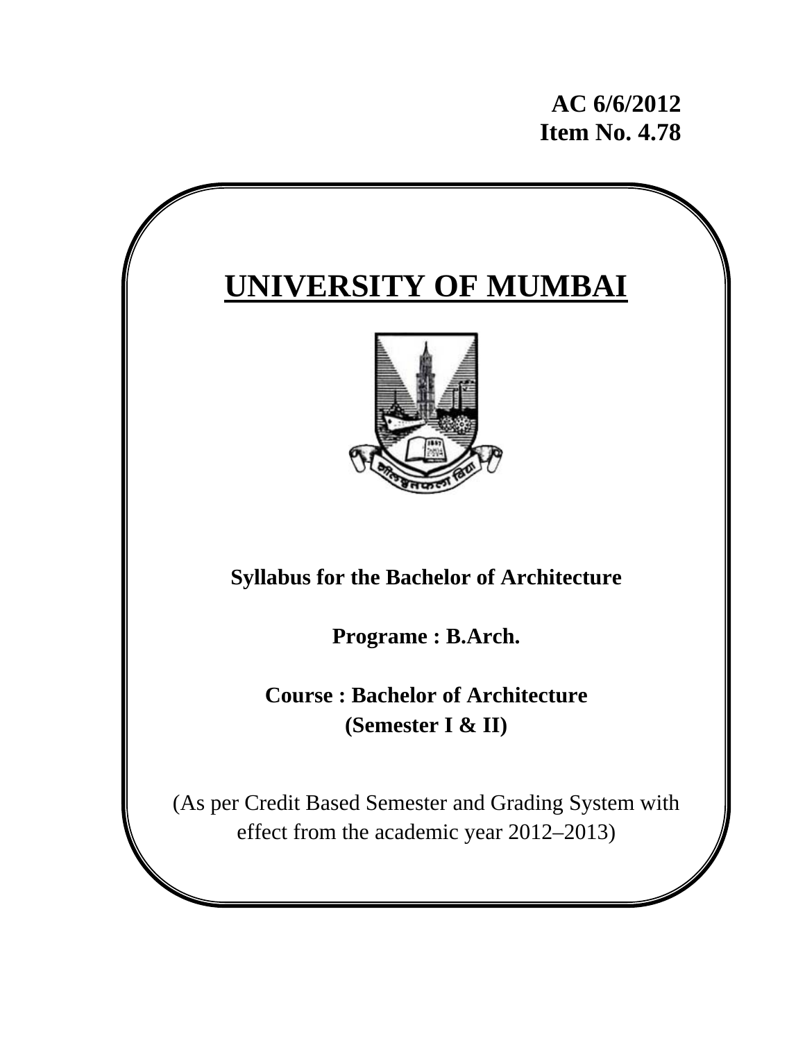**AC 6/6/2012**
**Item No. 4.78**

# UNIVERSITY OF MUMBAI

**Syllabus for the Bachelor of Architecture**

**Programe : B.Arch.**

**Course : Bachelor of Architecture**
**(Semester I & II)**

(As per Credit Based Semester and Grading System with effect from the academic year 2012–2013)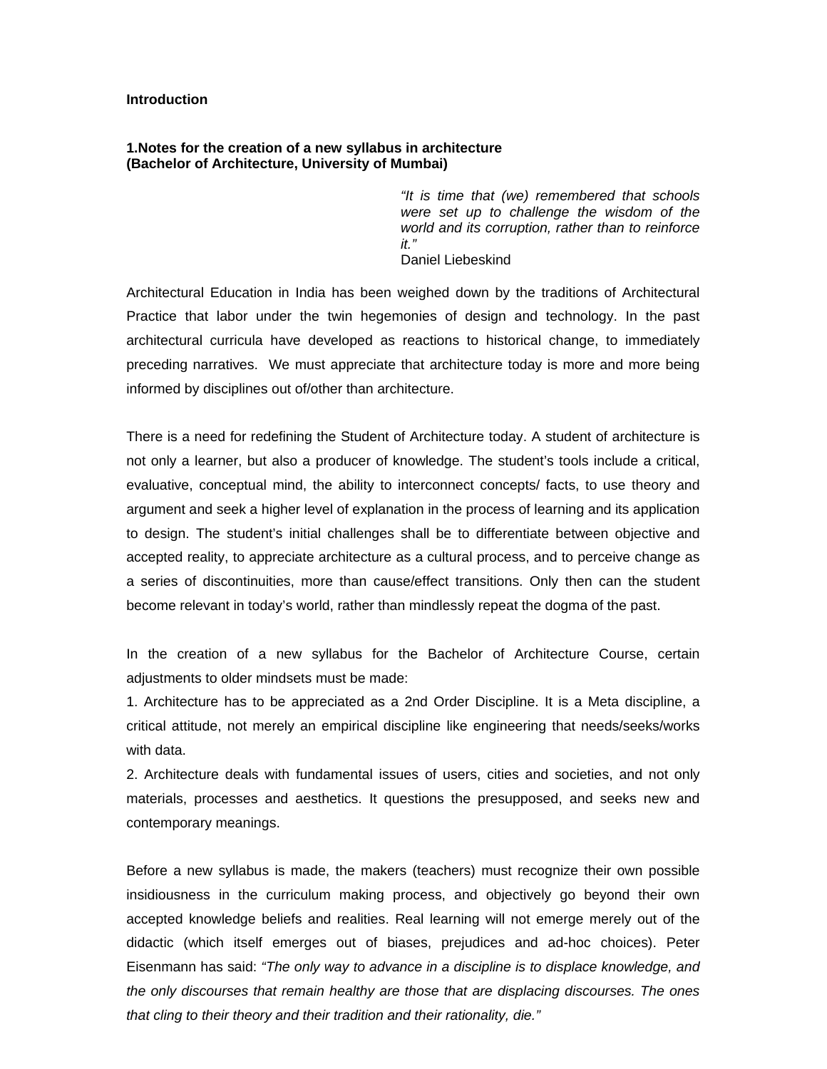**Introduction**

**1.Notes for the creation of a new syllabus in architecture**
**(Bachelor of Architecture, University of Mumbai)**

> *"It is time that (we) remembered that schools were set up to challenge the wisdom of the world and its corruption, rather than to reinforce it."*
> Daniel Liebeskind

Architectural Education in India has been weighed down by the traditions of Architectural Practice that labor under the twin hegemonies of design and technology. In the past architectural curricula have developed as reactions to historical change, to immediately preceding narratives. We must appreciate that architecture today is more and more being informed by disciplines out of/other than architecture.

There is a need for redefining the Student of Architecture today. A student of architecture is not only a learner, but also a producer of knowledge. The student's tools include a critical, evaluative, conceptual mind, the ability to interconnect concepts/ facts, to use theory and argument and seek a higher level of explanation in the process of learning and its application to design. The student's initial challenges shall be to differentiate between objective and accepted reality, to appreciate architecture as a cultural process, and to perceive change as a series of discontinuities, more than cause/effect transitions. Only then can the student become relevant in today's world, rather than mindlessly repeat the dogma of the past.

In the creation of a new syllabus for the Bachelor of Architecture Course, certain adjustments to older mindsets must be made:

1. Architecture has to be appreciated as a 2nd Order Discipline. It is a Meta discipline, a critical attitude, not merely an empirical discipline like engineering that needs/seeks/works with data.
2. Architecture deals with fundamental issues of users, cities and societies, and not only materials, processes and aesthetics. It questions the presupposed, and seeks new and contemporary meanings.

Before a new syllabus is made, the makers (teachers) must recognize their own possible insidiousness in the curriculum making process, and objectively go beyond their own accepted knowledge beliefs and realities. Real learning will not emerge merely out of the didactic (which itself emerges out of biases, prejudices and ad-hoc choices). Peter Eisenmann has said: *"The only way to advance in a discipline is to displace knowledge, and the only discourses that remain healthy are those that are displacing discourses. The ones that cling to their theory and their tradition and their rationality, die."*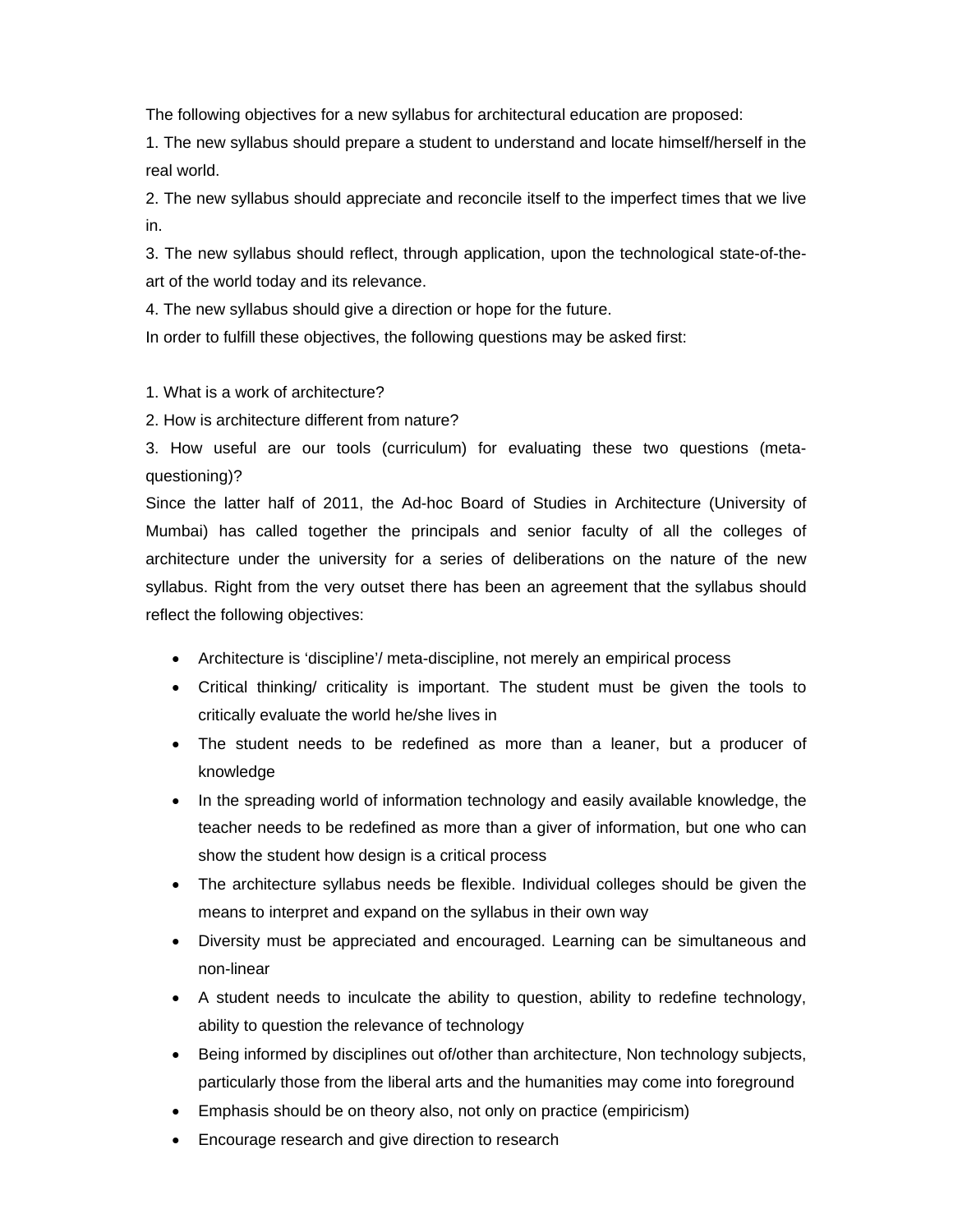The following objectives for a new syllabus for architectural education are proposed:

1. The new syllabus should prepare a student to understand and locate himself/herself in the real world.
2. The new syllabus should appreciate and reconcile itself to the imperfect times that we live in.
3. The new syllabus should reflect, through application, upon the technological state-of-the-art of the world today and its relevance.
4. The new syllabus should give a direction or hope for the future.

In order to fulfill these objectives, the following questions may be asked first:

1. What is a work of architecture?
2. How is architecture different from nature?
3. How useful are our tools (curriculum) for evaluating these two questions (meta-questioning)?

Since the latter half of 2011, the Ad-hoc Board of Studies in Architecture (University of Mumbai) has called together the principals and senior faculty of all the colleges of architecture under the university for a series of deliberations on the nature of the new syllabus. Right from the very outset there has been an agreement that the syllabus should reflect the following objectives:

- Architecture is 'discipline'/ meta-discipline, not merely an empirical process
- Critical thinking/ criticality is important. The student must be given the tools to critically evaluate the world he/she lives in
- The student needs to be redefined as more than a leaner, but a producer of knowledge
- In the spreading world of information technology and easily available knowledge, the teacher needs to be redefined as more than a giver of information, but one who can show the student how design is a critical process
- The architecture syllabus needs be flexible. Individual colleges should be given the means to interpret and expand on the syllabus in their own way
- Diversity must be appreciated and encouraged. Learning can be simultaneous and non-linear
- A student needs to inculcate the ability to question, ability to redefine technology, ability to question the relevance of technology
- Being informed by disciplines out of/other than architecture, Non technology subjects, particularly those from the liberal arts and the humanities may come into foreground
- Emphasis should be on theory also, not only on practice (empiricism)
- Encourage research and give direction to research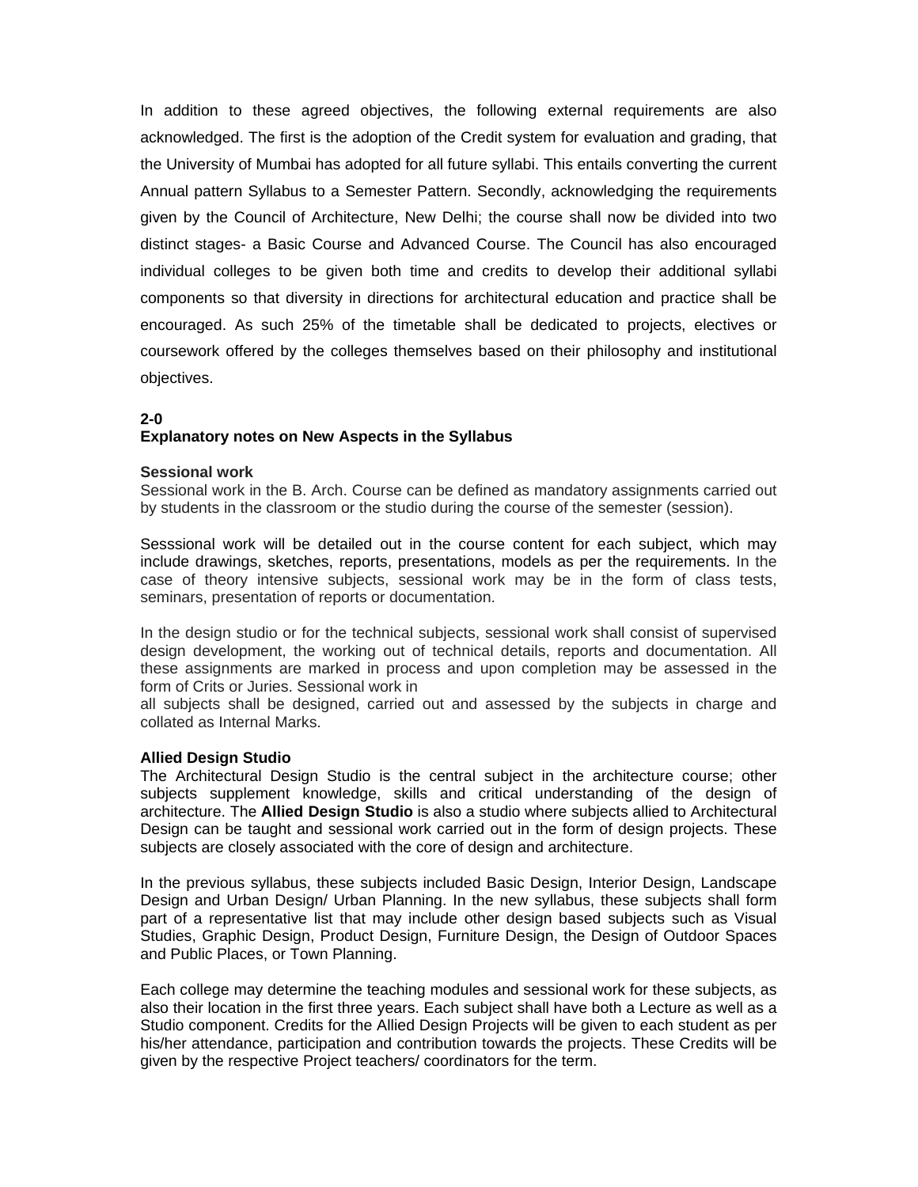In addition to these agreed objectives, the following external requirements are also acknowledged. The first is the adoption of the Credit system for evaluation and grading, that the University of Mumbai has adopted for all future syllabi. This entails converting the current Annual pattern Syllabus to a Semester Pattern. Secondly, acknowledging the requirements given by the Council of Architecture, New Delhi; the course shall now be divided into two distinct stages- a Basic Course and Advanced Course. The Council has also encouraged individual colleges to be given both time and credits to develop their additional syllabi components so that diversity in directions for architectural education and practice shall be encouraged. As such 25% of the timetable shall be dedicated to projects, electives or coursework offered by the colleges themselves based on their philosophy and institutional objectives.

## 2-0
## Explanatory notes on New Aspects in the Syllabus

### Sessional work

Sessional work in the B. Arch. Course can be defined as mandatory assignments carried out by students in the classroom or the studio during the course of the semester (session).

Sesssional work will be detailed out in the course content for each subject, which may include drawings, sketches, reports, presentations, models as per the requirements. In the case of theory intensive subjects, sessional work may be in the form of class tests, seminars, presentation of reports or documentation.

In the design studio or for the technical subjects, sessional work shall consist of supervised design development, the working out of technical details, reports and documentation. All these assignments are marked in process and upon completion may be assessed in the form of Crits or Juries. Sessional work in all subjects shall be designed, carried out and assessed by the subjects in charge and collated as Internal Marks.

### Allied Design Studio

The Architectural Design Studio is the central subject in the architecture course; other subjects supplement knowledge, skills and critical understanding of the design of architecture. The **Allied Design Studio** is also a studio where subjects allied to Architectural Design can be taught and sessional work carried out in the form of design projects. These subjects are closely associated with the core of design and architecture.

In the previous syllabus, these subjects included Basic Design, Interior Design, Landscape Design and Urban Design/ Urban Planning. In the new syllabus, these subjects shall form part of a representative list that may include other design based subjects such as Visual Studies, Graphic Design, Product Design, Furniture Design, the Design of Outdoor Spaces and Public Places, or Town Planning.

Each college may determine the teaching modules and sessional work for these subjects, as also their location in the first three years. Each subject shall have both a Lecture as well as a Studio component. Credits for the Allied Design Projects will be given to each student as per his/her attendance, participation and contribution towards the projects. These Credits will be given by the respective Project teachers/ coordinators for the term.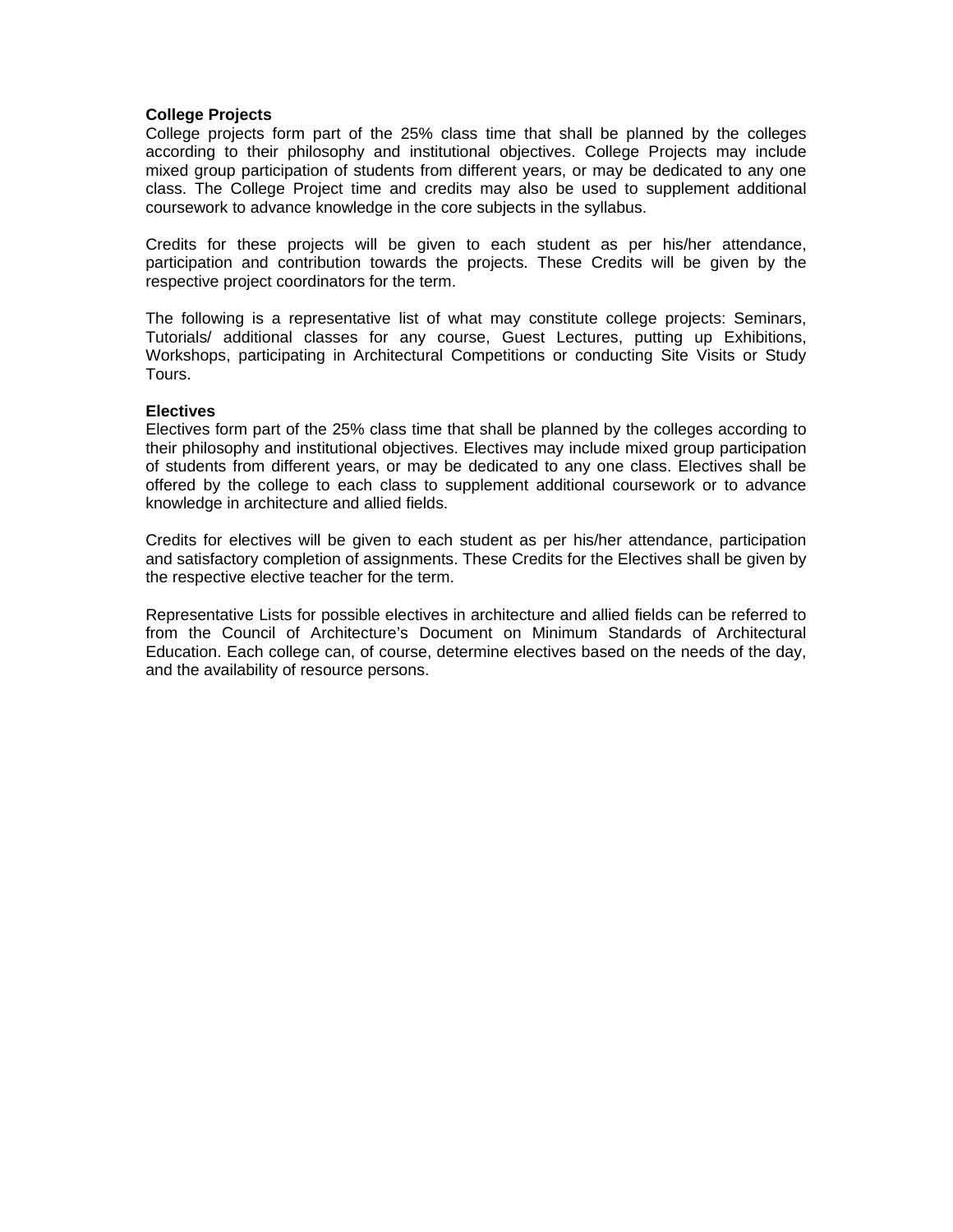**College Projects**

College projects form part of the 25% class time that shall be planned by the colleges according to their philosophy and institutional objectives. College Projects may include mixed group participation of students from different years, or may be dedicated to any one class. The College Project time and credits may also be used to supplement additional coursework to advance knowledge in the core subjects in the syllabus.

Credits for these projects will be given to each student as per his/her attendance, participation and contribution towards the projects. These Credits will be given by the respective project coordinators for the term.

The following is a representative list of what may constitute college projects: Seminars, Tutorials/ additional classes for any course, Guest Lectures, putting up Exhibitions, Workshops, participating in Architectural Competitions or conducting Site Visits or Study Tours.

**Electives**

Electives form part of the 25% class time that shall be planned by the colleges according to their philosophy and institutional objectives. Electives may include mixed group participation of students from different years, or may be dedicated to any one class. Electives shall be offered by the college to each class to supplement additional coursework or to advance knowledge in architecture and allied fields.

Credits for electives will be given to each student as per his/her attendance, participation and satisfactory completion of assignments. These Credits for the Electives shall be given by the respective elective teacher for the term.

Representative Lists for possible electives in architecture and allied fields can be referred to from the Council of Architecture's Document on Minimum Standards of Architectural Education. Each college can, of course, determine electives based on the needs of the day, and the availability of resource persons.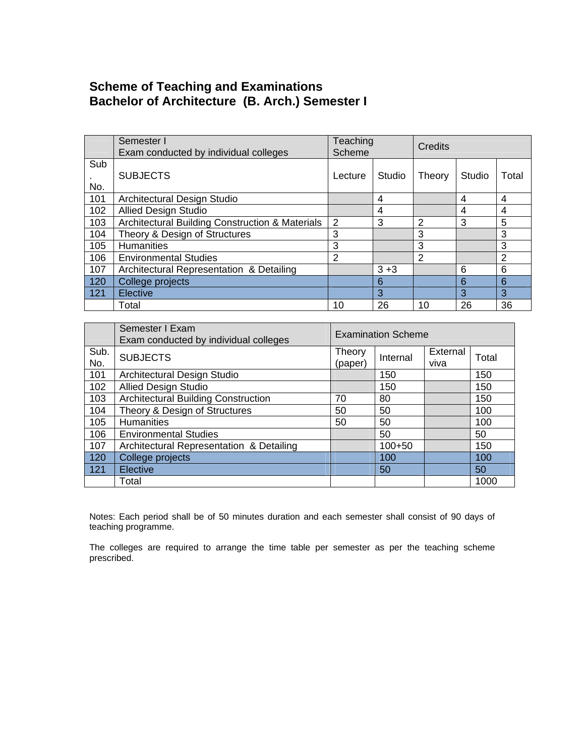## Scheme of Teaching and Examinations
## Bachelor of Architecture (B. Arch.) Semester I

| | Semester I<br>Exam conducted by individual colleges | Teaching Scheme | | Credits | | |
|---|---|---|---|---|---|---|
| Sub. No. | SUBJECTS | Lecture | Studio | Theory | Studio | Total |
| 101 | Architectural Design Studio | | 4 | | 4 | 4 |
| 102 | Allied Design Studio | | 4 | | 4 | 4 |
| 103 | Architectural Building Construction & Materials | 2 | 3 | 2 | 3 | 5 |
| 104 | Theory & Design of Structures | 3 | | 3 | | 3 |
| 105 | Humanities | 3 | | 3 | | 3 |
| 106 | Environmental Studies | 2 | | 2 | | 2 |
| 107 | Architectural Representation & Detailing | | 3 +3 | | 6 | 6 |
| 120 | College projects | | 6 | | 6 | 6 |
| 121 | Elective | | 3 | | 3 | 3 |
| | Total | 10 | 26 | 10 | 26 | 36 |

| | Semester I Exam<br>Exam conducted by individual colleges | Examination Scheme | | | |
|---|---|---|---|---|---|
| Sub. No. | SUBJECTS | Theory (paper) | Internal | External viva | Total |
| 101 | Architectural Design Studio | | 150 | | 150 |
| 102 | Allied Design Studio | | 150 | | 150 |
| 103 | Architectural Building Construction | 70 | 80 | | 150 |
| 104 | Theory & Design of Structures | 50 | 50 | | 100 |
| 105 | Humanities | 50 | 50 | | 100 |
| 106 | Environmental Studies | | 50 | | 50 |
| 107 | Architectural Representation & Detailing | | 100+50 | | 150 |
| 120 | College projects | | 100 | | 100 |
| 121 | Elective | | 50 | | 50 |
| | Total | | | | 1000 |

Notes: Each period shall be of 50 minutes duration and each semester shall consist of 90 days of teaching programme.

The colleges are required to arrange the time table per semester as per the teaching scheme prescribed.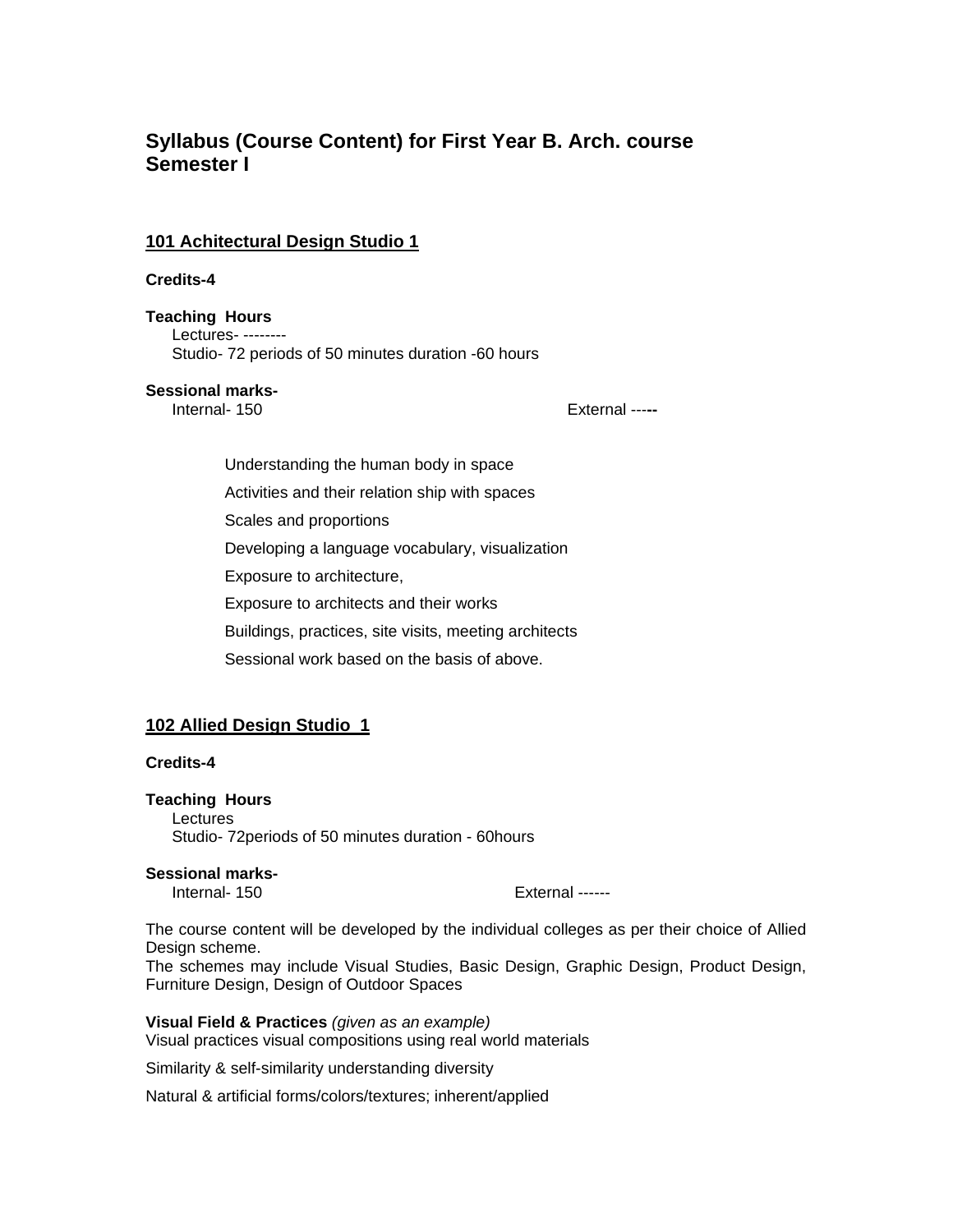## Syllabus (Course Content) for First Year B. Arch. course
## Semester I

### 101 Achitectural Design Studio 1

**Credits-4**

**Teaching Hours**

Lectures- --------

Studio- 72 periods of 50 minutes duration -60 hours

**Sessional marks-**

Internal- 150 External -----

Understanding the human body in space

Activities and their relation ship with spaces

Scales and proportions

Developing a language vocabulary, visualization

Exposure to architecture,

Exposure to architects and their works

Buildings, practices, site visits, meeting architects

Sessional work based on the basis of above.

### 102 Allied Design Studio 1

**Credits-4**

**Teaching Hours**

Lectures

Studio- 72periods of 50 minutes duration - 60hours

**Sessional marks-**

Internal- 150 External ------

The course content will be developed by the individual colleges as per their choice of Allied Design scheme.

The schemes may include Visual Studies, Basic Design, Graphic Design, Product Design, Furniture Design, Design of Outdoor Spaces

**Visual Field & Practices** *(given as an example)*

Visual practices visual compositions using real world materials

Similarity & self-similarity understanding diversity

Natural & artificial forms/colors/textures; inherent/applied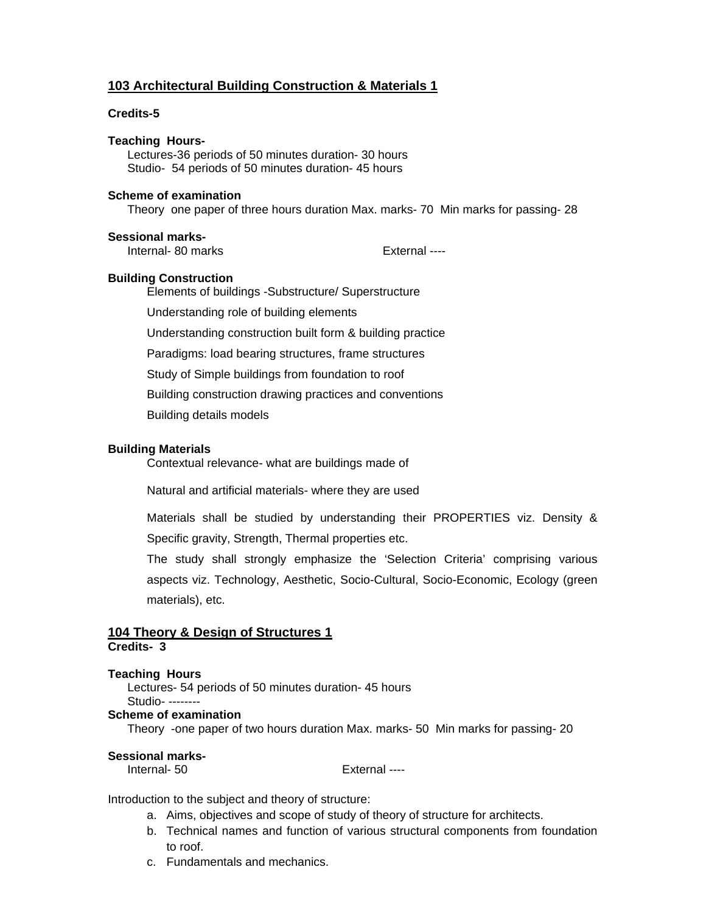## 103 Architectural Building Construction & Materials 1

**Credits-5**

**Teaching Hours-**

Lectures-36 periods of 50 minutes duration- 30 hours
Studio- 54 periods of 50 minutes duration- 45 hours

**Scheme of examination**

Theory one paper of three hours duration Max. marks- 70 Min marks for passing- 28

**Sessional marks-**

Internal- 80 marks External ----

**Building Construction**

Elements of buildings -Substructure/ Superstructure

Understanding role of building elements

Understanding construction built form & building practice

Paradigms: load bearing structures, frame structures

Study of Simple buildings from foundation to roof

Building construction drawing practices and conventions

Building details models

**Building Materials**

Contextual relevance- what are buildings made of

Natural and artificial materials- where they are used

Materials shall be studied by understanding their PROPERTIES viz. Density & Specific gravity, Strength, Thermal properties etc.

The study shall strongly emphasize the 'Selection Criteria' comprising various aspects viz. Technology, Aesthetic, Socio-Cultural, Socio-Economic, Ecology (green materials), etc.

## 104 Theory & Design of Structures 1

**Credits- 3**

**Teaching Hours**

Lectures- 54 periods of 50 minutes duration- 45 hours
Studio- --------

**Scheme of examination**

Theory -one paper of two hours duration Max. marks- 50 Min marks for passing- 20

**Sessional marks-**

Internal- 50 External ----

Introduction to the subject and theory of structure:

a. Aims, objectives and scope of study of theory of structure for architects.
b. Technical names and function of various structural components from foundation to roof.
c. Fundamentals and mechanics.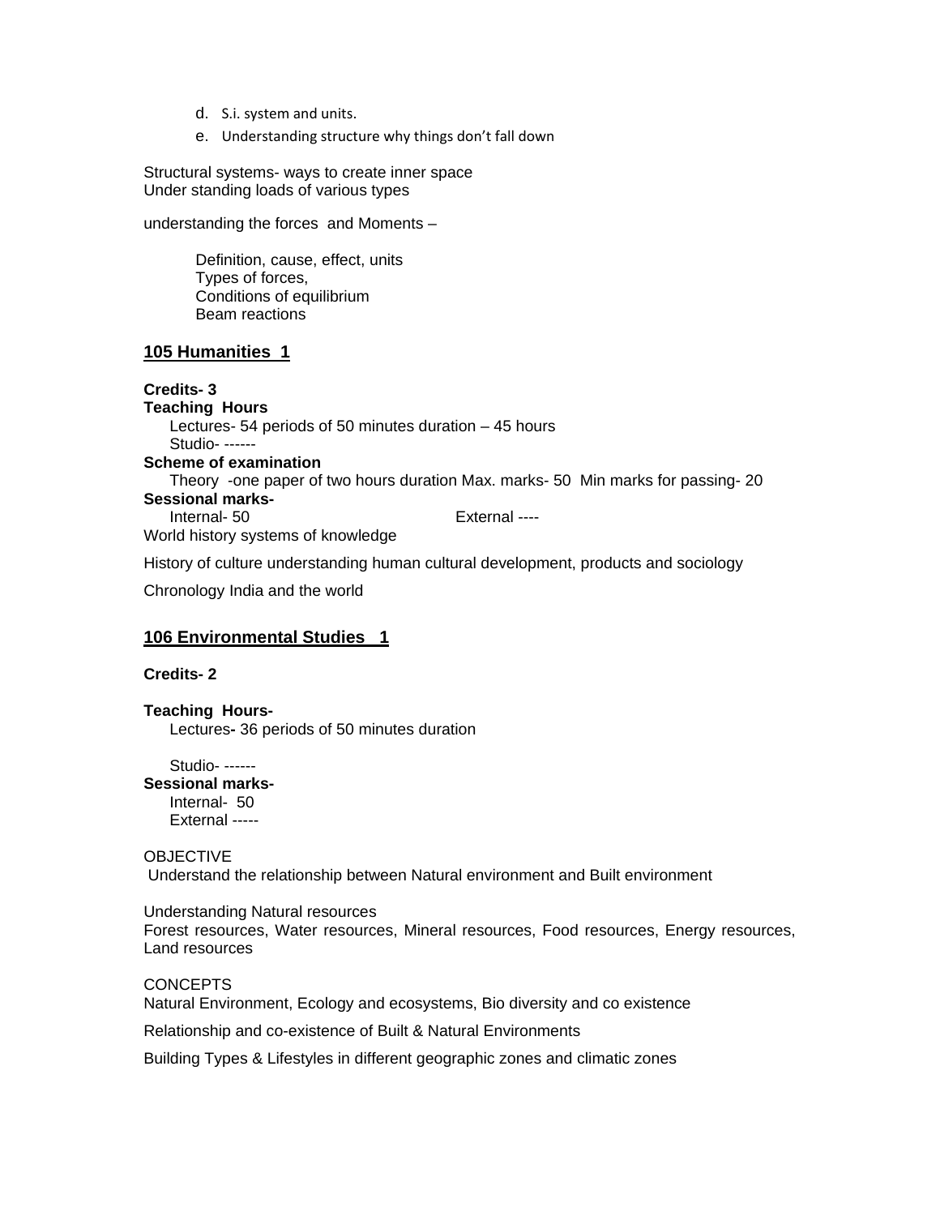d. S.i. system and units.
e. Understanding structure why things don't fall down

Structural systems- ways to create inner space
Under standing loads of various types

understanding the forces and Moments –

Definition, cause, effect, units
Types of forces,
Conditions of equilibrium
Beam reactions

## 105 Humanities 1

**Credits- 3**
**Teaching Hours**
Lectures- 54 periods of 50 minutes duration – 45 hours
Studio- ------
**Scheme of examination**
Theory -one paper of two hours duration Max. marks- 50 Min marks for passing- 20
**Sessional marks-**
Internal- 50 External ----
World history systems of knowledge

History of culture understanding human cultural development, products and sociology

Chronology India and the world

## 106 Environmental Studies 1

**Credits- 2**

**Teaching Hours-**
Lectures**-** 36 periods of 50 minutes duration

Studio- ------
**Sessional marks-**
Internal- 50
External -----

OBJECTIVE
Understand the relationship between Natural environment and Built environment

Understanding Natural resources
Forest resources, Water resources, Mineral resources, Food resources, Energy resources, Land resources

CONCEPTS
Natural Environment, Ecology and ecosystems, Bio diversity and co existence

Relationship and co-existence of Built & Natural Environments

Building Types & Lifestyles in different geographic zones and climatic zones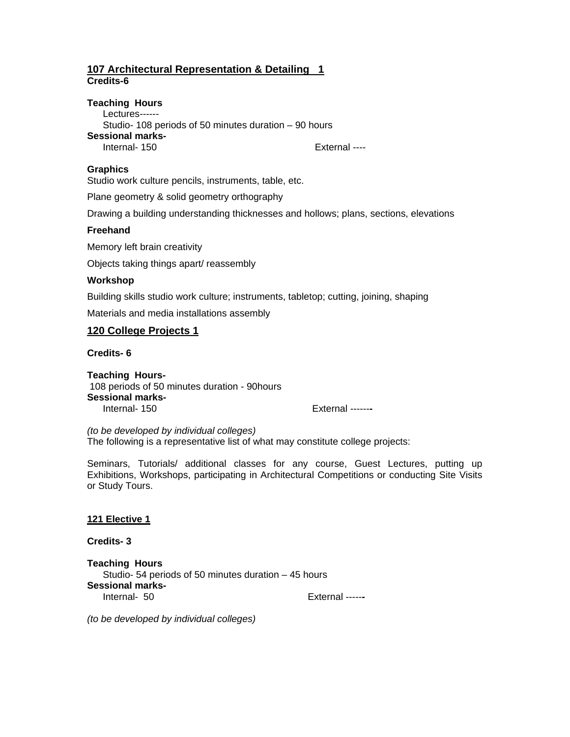## 107 Architectural Representation & Detailing 1

**Credits-6**

**Teaching Hours**

Lectures------

Studio- 108 periods of 50 minutes duration – 90 hours

**Sessional marks-**

Internal- 150 External ----

**Graphics**

Studio work culture pencils, instruments, table, etc.

Plane geometry & solid geometry orthography

Drawing a building understanding thicknesses and hollows; plans, sections, elevations

**Freehand**

Memory left brain creativity

Objects taking things apart/ reassembly

**Workshop**

Building skills studio work culture; instruments, tabletop; cutting, joining, shaping

Materials and media installations assembly

## 120 College Projects 1

**Credits- 6**

**Teaching Hours-**

108 periods of 50 minutes duration - 90hours

**Sessional marks-**

Internal- 150 External -------

*(to be developed by individual colleges)*

The following is a representative list of what may constitute college projects:

Seminars, Tutorials/ additional classes for any course, Guest Lectures, putting up Exhibitions, Workshops, participating in Architectural Competitions or conducting Site Visits or Study Tours.

## 121 Elective 1

**Credits- 3**

**Teaching Hours**

Studio- 54 periods of 50 minutes duration – 45 hours

**Sessional marks-**

Internal- 50 External ------

*(to be developed by individual colleges)*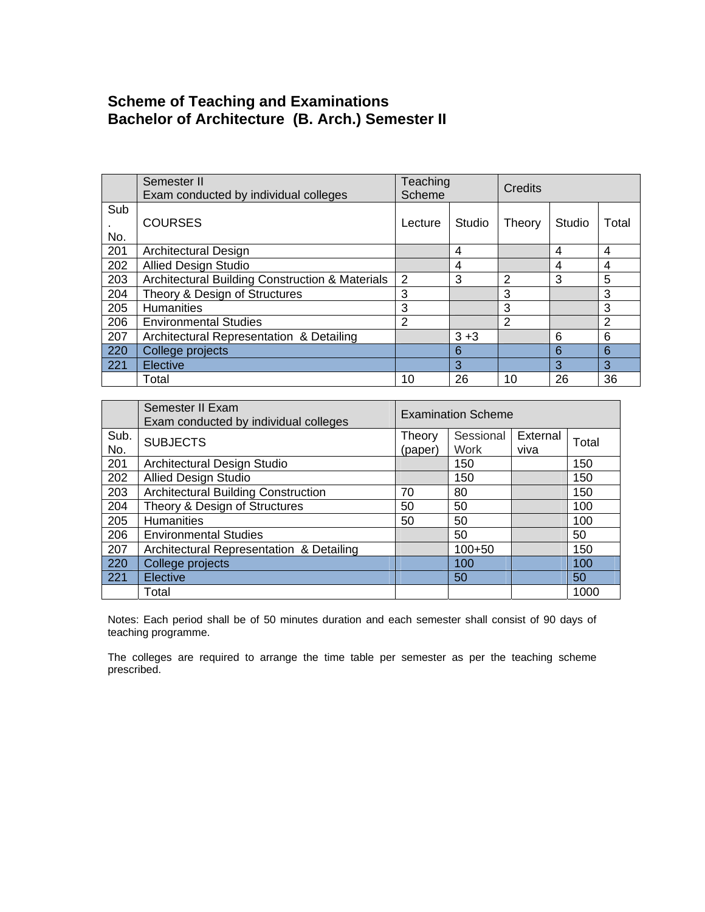**Scheme of Teaching and Examinations**
**Bachelor of Architecture (B. Arch.) Semester II**

| | Semester II<br>Exam conducted by individual colleges | Teaching Scheme | | Credits | | |
|---|---|---|---|---|---|---|
| Sub. No. | COURSES | Lecture | Studio | Theory | Studio | Total |
| 201 | Architectural Design | | 4 | | 4 | 4 |
| 202 | Allied Design Studio | | 4 | | 4 | 4 |
| 203 | Architectural Building Construction & Materials | 2 | 3 | 2 | 3 | 5 |
| 204 | Theory & Design of Structures | 3 | | 3 | | 3 |
| 205 | Humanities | 3 | | 3 | | 3 |
| 206 | Environmental Studies | 2 | | 2 | | 2 |
| 207 | Architectural Representation & Detailing | | 3 +3 | | 6 | 6 |
| 220 | College projects | | 6 | | 6 | 6 |
| 221 | Elective | | 3 | | 3 | 3 |
| | Total | 10 | 26 | 10 | 26 | 36 |

| | Semester II Exam<br>Exam conducted by individual colleges | Examination Scheme | | | |
|---|---|---|---|---|---|
| Sub. No. | SUBJECTS | Theory (paper) | Sessional Work | External viva | Total |
| 201 | Architectural Design Studio | | 150 | | 150 |
| 202 | Allied Design Studio | | 150 | | 150 |
| 203 | Architectural Building Construction | 70 | 80 | | 150 |
| 204 | Theory & Design of Structures | 50 | 50 | | 100 |
| 205 | Humanities | 50 | 50 | | 100 |
| 206 | Environmental Studies | | 50 | | 50 |
| 207 | Architectural Representation & Detailing | | 100+50 | | 150 |
| 220 | College projects | | 100 | | 100 |
| 221 | Elective | | 50 | | 50 |
| | Total | | | | 1000 |

Notes: Each period shall be of 50 minutes duration and each semester shall consist of 90 days of teaching programme.

The colleges are required to arrange the time table per semester as per the teaching scheme prescribed.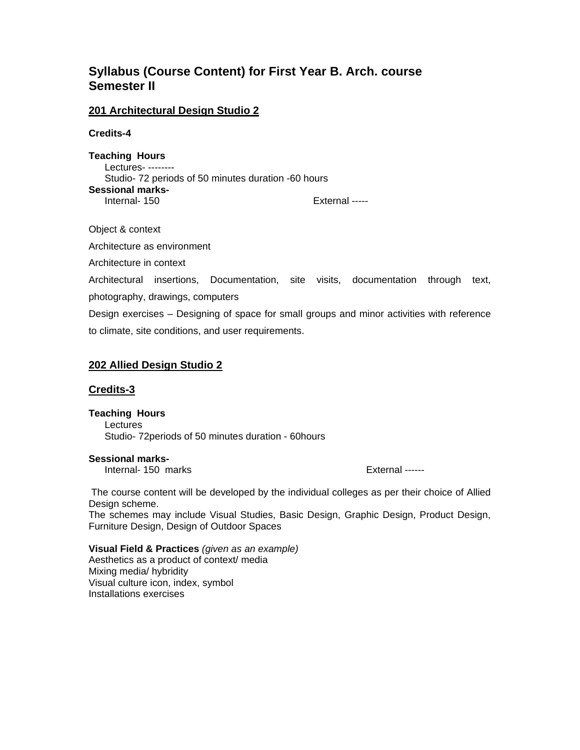# Syllabus (Course Content) for First Year B. Arch. course Semester II

## 201 Architectural Design Studio 2

**Credits-4**

**Teaching Hours**
Lectures- --------
Studio- 72 periods of 50 minutes duration -60 hours

**Sessional marks-**
Internal- 150 External -----

Object & context

Architecture as environment

Architecture in context

Architectural insertions, Documentation, site visits, documentation through text, photography, drawings, computers

Design exercises – Designing of space for small groups and minor activities with reference to climate, site conditions, and user requirements.

## 202 Allied Design Studio 2

**Credits-3**

**Teaching Hours**
Lectures
Studio- 72periods of 50 minutes duration - 60hours

**Sessional marks-**
Internal- 150 marks External ------

The course content will be developed by the individual colleges as per their choice of Allied Design scheme.
The schemes may include Visual Studies, Basic Design, Graphic Design, Product Design, Furniture Design, Design of Outdoor Spaces

**Visual Field & Practices** *(given as an example)*
Aesthetics as a product of context/ media
Mixing media/ hybridity
Visual culture icon, index, symbol
Installations exercises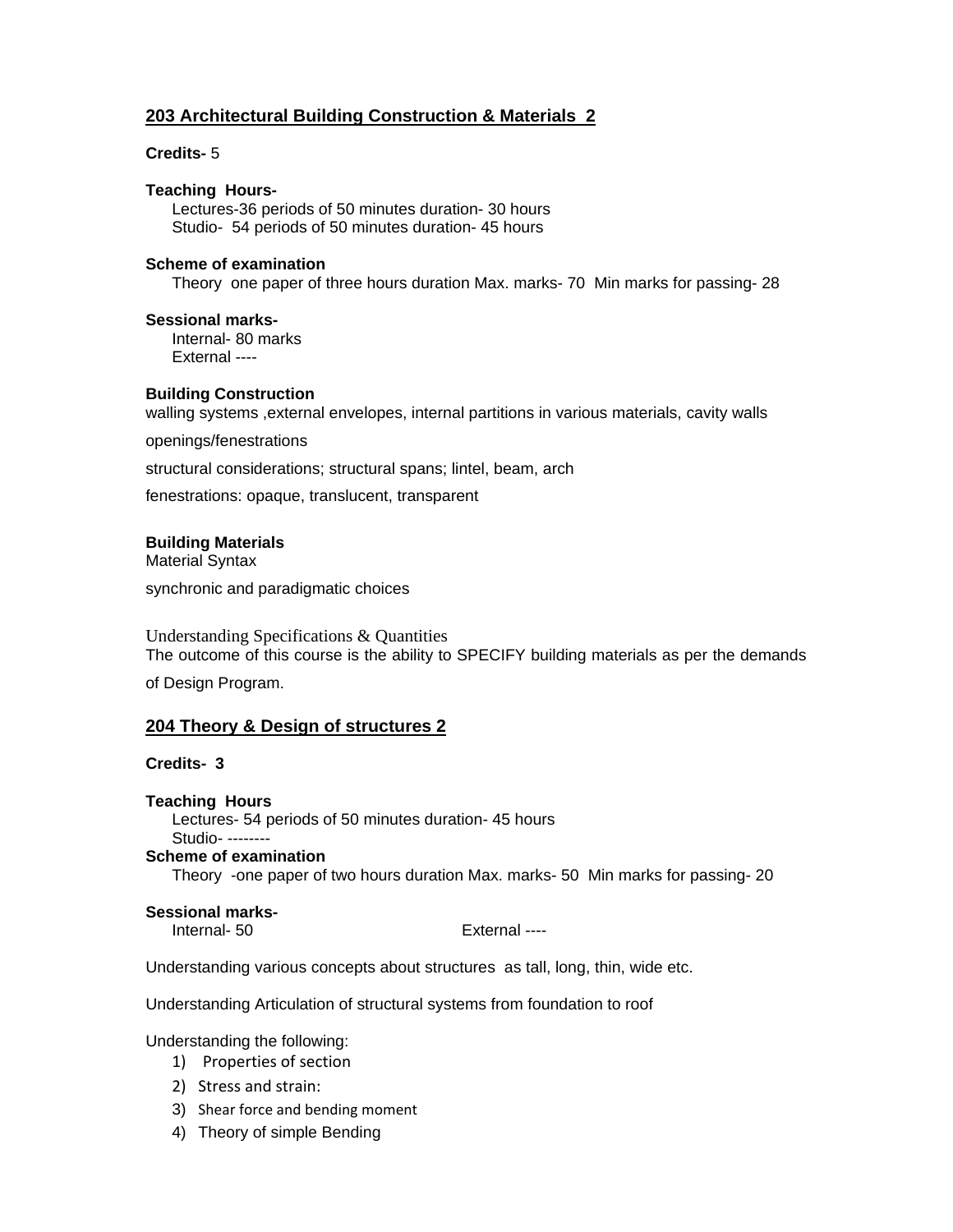## 203 Architectural Building Construction & Materials 2

**Credits-** 5

**Teaching Hours-**

Lectures-36 periods of 50 minutes duration- 30 hours
Studio- 54 periods of 50 minutes duration- 45 hours

**Scheme of examination**

Theory one paper of three hours duration Max. marks- 70 Min marks for passing- 28

**Sessional marks-**

Internal- 80 marks
External ----

**Building Construction**

walling systems ,external envelopes, internal partitions in various materials, cavity walls

openings/fenestrations

structural considerations; structural spans; lintel, beam, arch

fenestrations: opaque, translucent, transparent

**Building Materials**

Material Syntax

synchronic and paradigmatic choices

Understanding Specifications & Quantities

The outcome of this course is the ability to SPECIFY building materials as per the demands of Design Program.

## 204 Theory & Design of structures 2

**Credits- 3**

**Teaching Hours**

Lectures- 54 periods of 50 minutes duration- 45 hours
Studio- --------

**Scheme of examination**

Theory -one paper of two hours duration Max. marks- 50 Min marks for passing- 20

**Sessional marks-**

Internal- 50 External ----

Understanding various concepts about structures as tall, long, thin, wide etc.

Understanding Articulation of structural systems from foundation to roof

Understanding the following:

1) Properties of section
2) Stress and strain:
3) Shear force and bending moment
4) Theory of simple Bending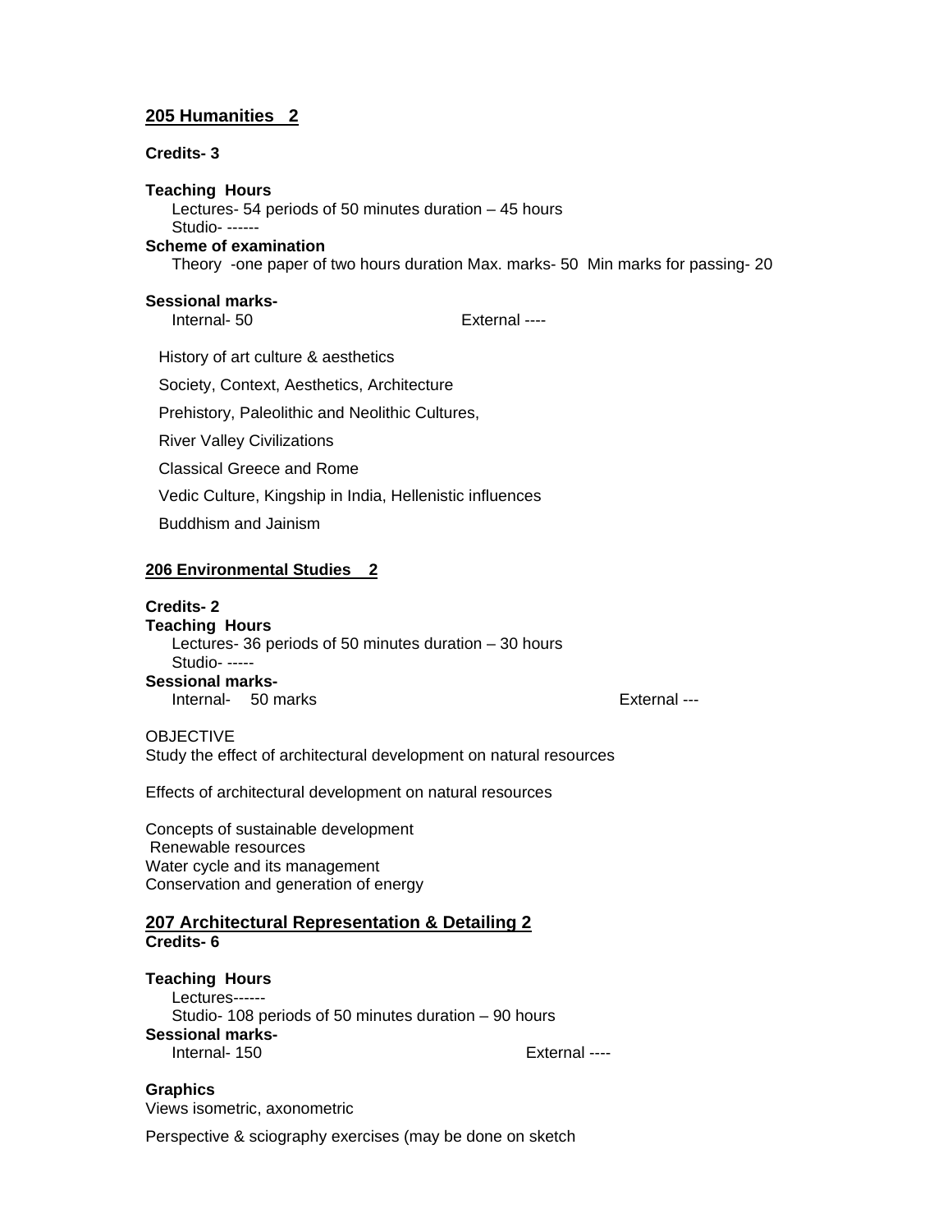## 205 Humanities 2

**Credits- 3**

**Teaching Hours**

Lectures- 54 periods of 50 minutes duration – 45 hours
Studio- ------

**Scheme of examination**

Theory -one paper of two hours duration Max. marks- 50 Min marks for passing- 20

**Sessional marks-**

Internal- 50 External ----

History of art culture & aesthetics

Society, Context, Aesthetics, Architecture

Prehistory, Paleolithic and Neolithic Cultures,

River Valley Civilizations

Classical Greece and Rome

Vedic Culture, Kingship in India, Hellenistic influences

Buddhism and Jainism

## 206 Environmental Studies 2

**Credits- 2**

**Teaching Hours**

Lectures- 36 periods of 50 minutes duration – 30 hours
Studio- -----

**Sessional marks-**

Internal- 50 marks External ---

OBJECTIVE
Study the effect of architectural development on natural resources

Effects of architectural development on natural resources

Concepts of sustainable development
Renewable resources
Water cycle and its management
Conservation and generation of energy

## 207 Architectural Representation & Detailing 2

**Credits- 6**

**Teaching Hours**

Lectures------
Studio- 108 periods of 50 minutes duration – 90 hours

**Sessional marks-**

Internal- 150 External ----

**Graphics**

Views isometric, axonometric

Perspective & sciography exercises (may be done on sketch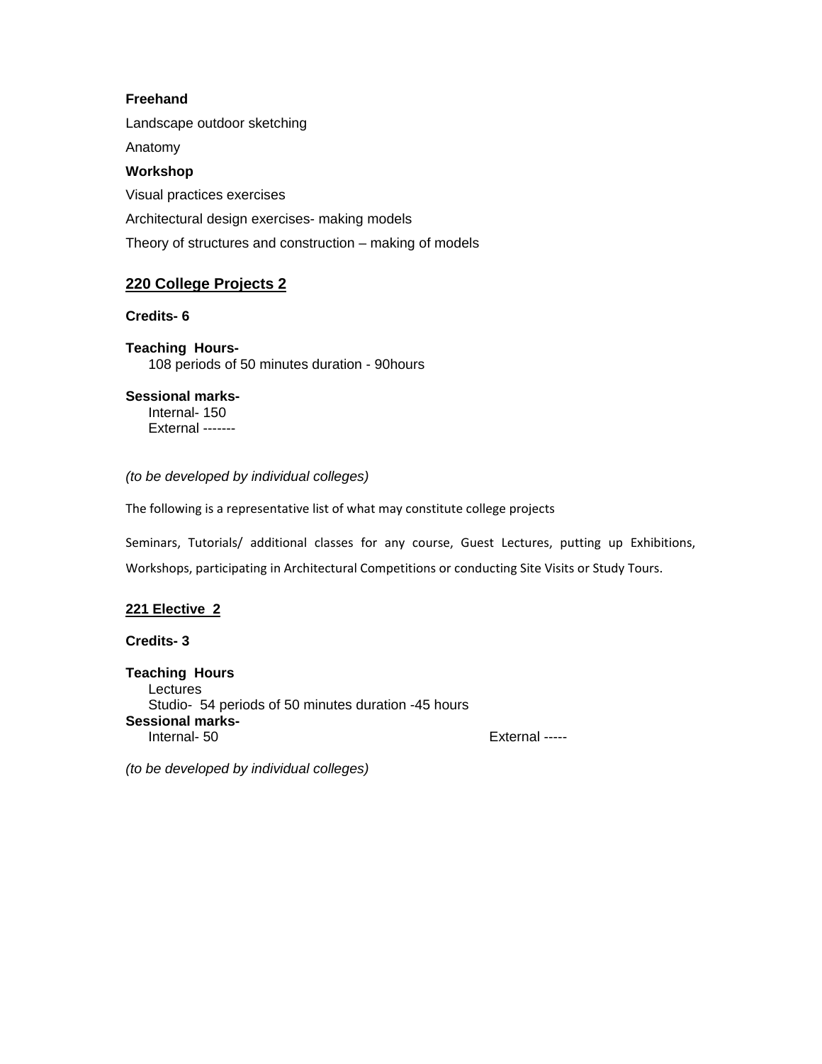**Freehand**

Landscape outdoor sketching

Anatomy

**Workshop**

Visual practices exercises

Architectural design exercises- making models

Theory of structures and construction – making of models

## 220 College Projects 2

**Credits- 6**

**Teaching Hours-**
108 periods of 50 minutes duration - 90hours

**Sessional marks-**
Internal- 150
External -------

*(to be developed by individual colleges)*

The following is a representative list of what may constitute college projects

Seminars, Tutorials/ additional classes for any course, Guest Lectures, putting up Exhibitions, Workshops, participating in Architectural Competitions or conducting Site Visits or Study Tours.

## 221 Elective 2

**Credits- 3**

**Teaching Hours**
Lectures
Studio- 54 periods of 50 minutes duration -45 hours

**Sessional marks-**
Internal- 50 External -----

*(to be developed by individual colleges)*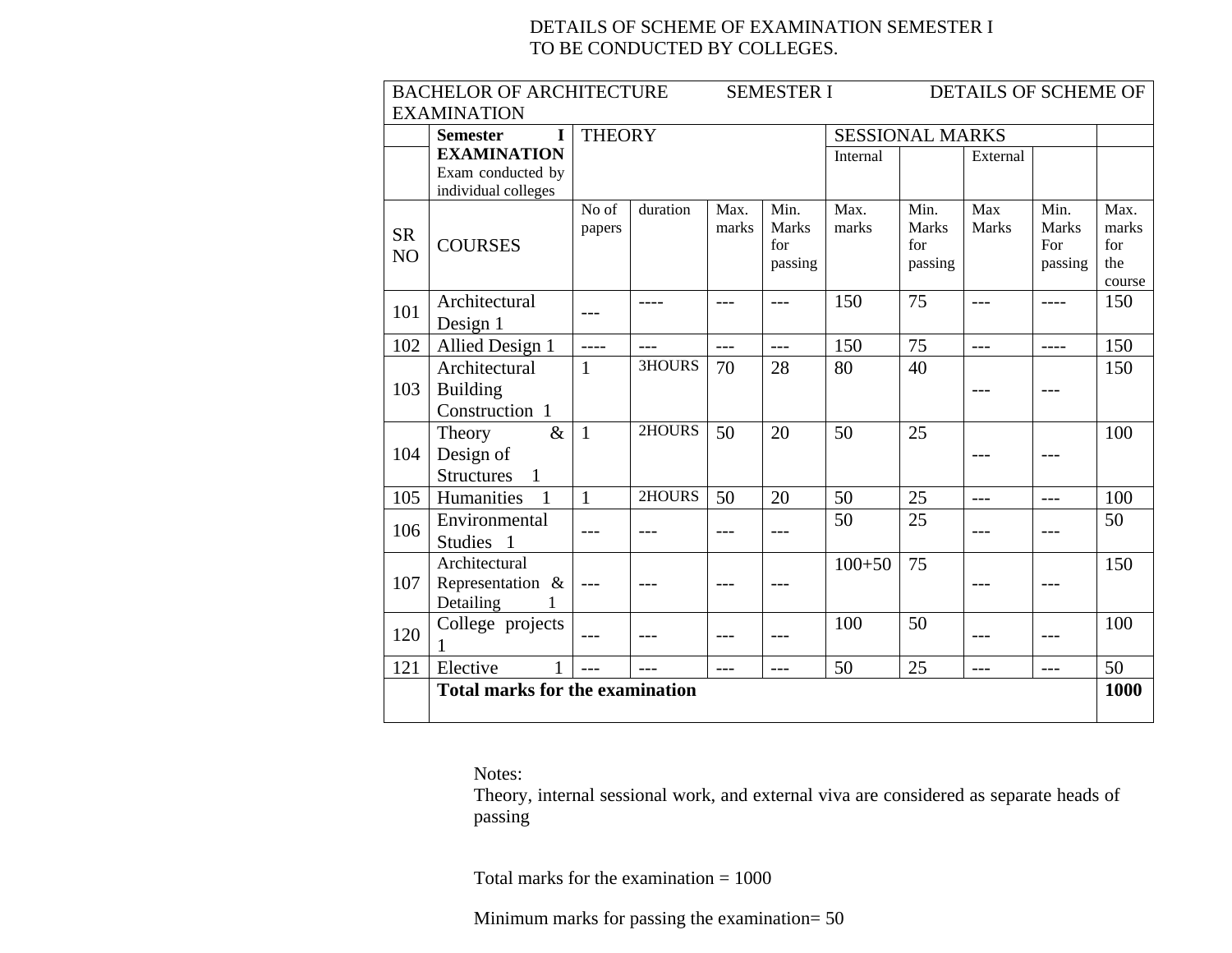DETAILS OF SCHEME OF EXAMINATION SEMESTER I
TO BE CONDUCTED BY COLLEGES.

| BACHELOR OF ARCHITECTURE SEMESTER I DETAILS OF SCHEME OF EXAMINATION | | | | | | | | | | |
|---|---|---|---|---|---|---|---|---|---|---|
| | **Semester I EXAMINATION** Exam conducted by individual colleges | THEORY | | | | SESSIONAL MARKS | | | | |
| | | | | | | Internal | | External | | |
| SR NO | COURSES | No of papers | duration | Max. marks | Min. Marks for passing | Max. marks | Min. Marks for passing | Max Marks | Min. Marks For passing | Max. marks for the course |
| 101 | Architectural Design 1 | --- | ---- | --- | --- | 150 | 75 | --- | ---- | 150 |
| 102 | Allied Design 1 | ---- | --- | --- | --- | 150 | 75 | --- | ---- | 150 |
| 103 | Architectural Building Construction 1 | 1 | 3HOURS | 70 | 28 | 80 | 40 | --- | --- | 150 |
| 104 | Theory & Design of Structures 1 | 1 | 2HOURS | 50 | 20 | 50 | 25 | --- | --- | 100 |
| 105 | Humanities 1 | 1 | 2HOURS | 50 | 20 | 50 | 25 | --- | --- | 100 |
| 106 | Environmental Studies 1 | --- | --- | --- | --- | 50 | 25 | --- | --- | 50 |
| 107 | Architectural Representation & Detailing 1 | --- | --- | --- | --- | 100+50 | 75 | --- | --- | 150 |
| 120 | College projects 1 | --- | --- | --- | --- | 100 | 50 | --- | --- | 100 |
| 121 | Elective 1 | --- | --- | --- | --- | 50 | 25 | --- | --- | 50 |
| | **Total marks for the examination** | | | | | | | | | **1000** |

Notes:
Theory, internal sessional work, and external viva are considered as separate heads of passing

Total marks for the examination = 1000

Minimum marks for passing the examination= 50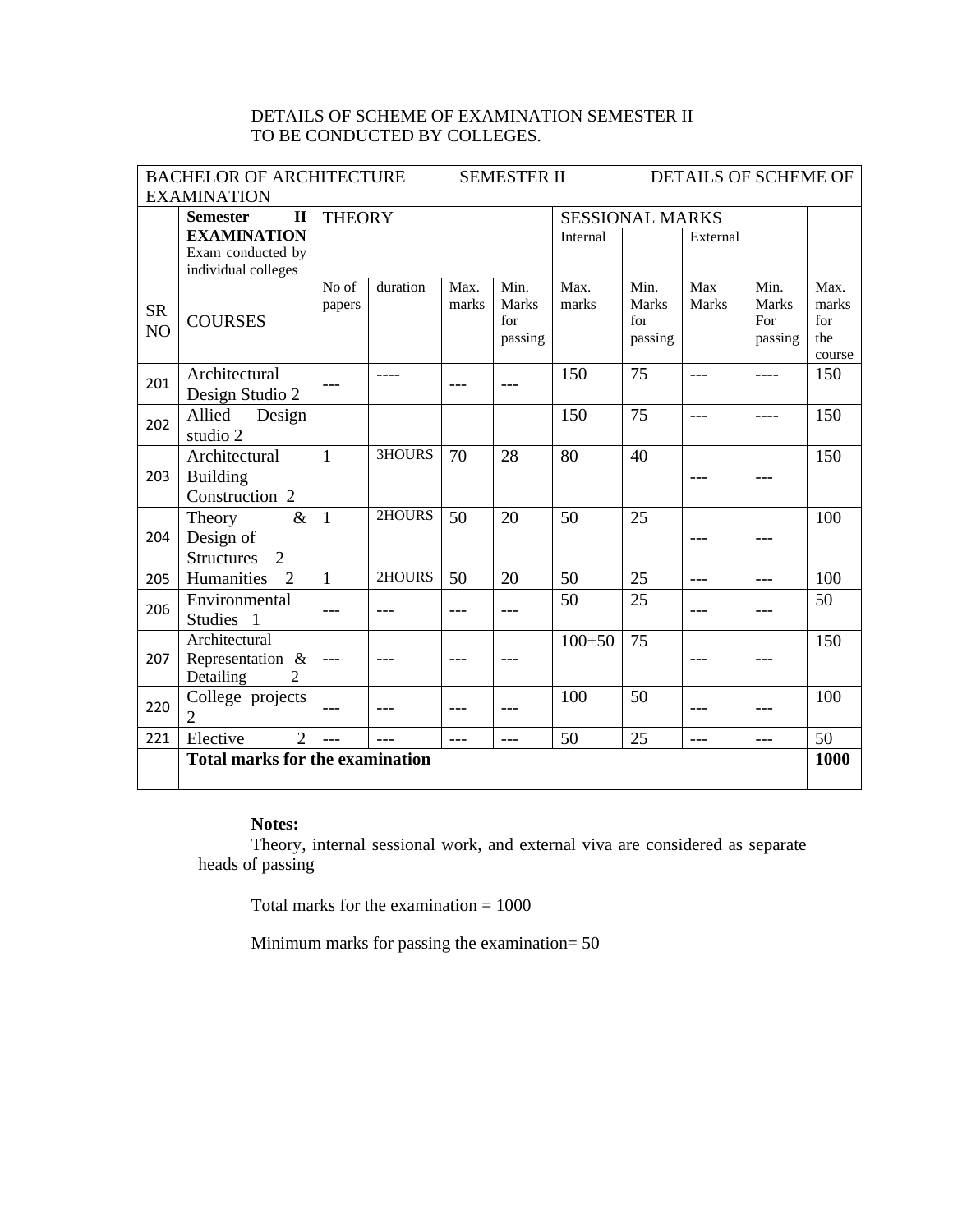DETAILS OF SCHEME OF EXAMINATION SEMESTER II
TO BE CONDUCTED BY COLLEGES.

| BACHELOR OF ARCHITECTURE SEMESTER II DETAILS OF SCHEME OF EXAMINATION | | | | | | | | | | |
|---|---|---|---|---|---|---|---|---|---|---|
| | **Semester II EXAMINATION** Exam conducted by individual colleges | THEORY | | | | SESSIONAL MARKS | | | | |
| | | | | | | Internal | | External | | |
| SR NO | COURSES | No of papers | duration | Max. marks | Min. Marks for passing | Max. marks | Min. Marks for passing | Max Marks | Min. Marks For passing | Max. marks for the course |
| 201 | Architectural Design Studio 2 | --- | ---- | --- | --- | 150 | 75 | --- | ---- | 150 |
| 202 | Allied Design studio 2 | | | | | 150 | 75 | --- | ---- | 150 |
| 203 | Architectural Building Construction 2 | 1 | 3HOURS | 70 | 28 | 80 | 40 | --- | --- | 150 |
| 204 | Theory & Design of Structures 2 | 1 | 2HOURS | 50 | 20 | 50 | 25 | --- | --- | 100 |
| 205 | Humanities 2 | 1 | 2HOURS | 50 | 20 | 50 | 25 | --- | --- | 100 |
| 206 | Environmental Studies 1 | --- | --- | --- | --- | 50 | 25 | --- | --- | 50 |
| 207 | Architectural Representation & Detailing 2 | --- | --- | --- | --- | 100+50 | 75 | --- | --- | 150 |
| 220 | College projects 2 | --- | --- | --- | --- | 100 | 50 | --- | --- | 100 |
| 221 | Elective 2 | --- | --- | --- | --- | 50 | 25 | --- | --- | 50 |
| | **Total marks for the examination** | | | | | | | | | **1000** |

**Notes:**

Theory, internal sessional work, and external viva are considered as separate heads of passing

Total marks for the examination = 1000

Minimum marks for passing the examination= 50